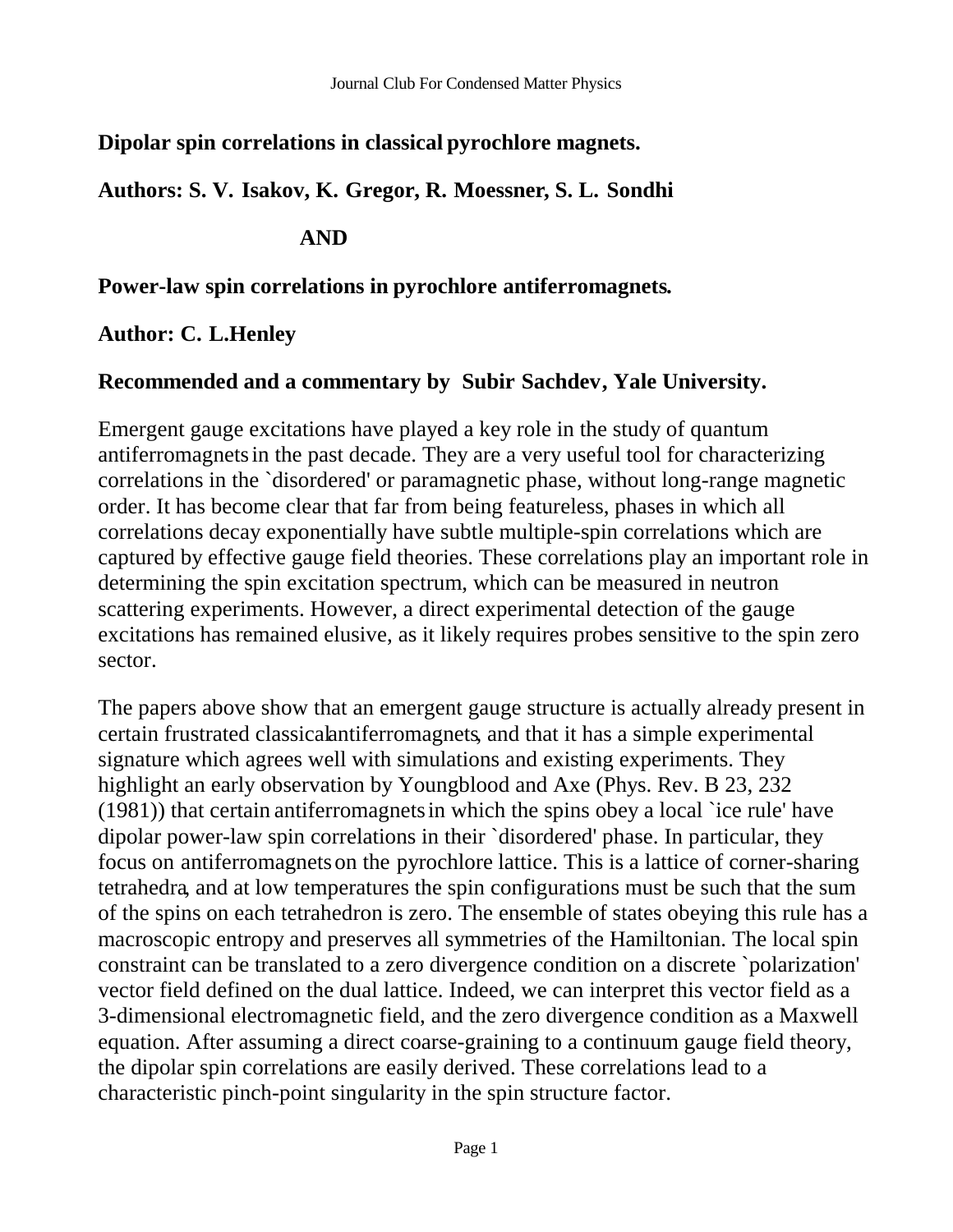**Dipolar spin correlations in classical pyrochlore magnets.**

**Authors: S. V. Isakov, K. Gregor, R. Moessner, S. L. Sondhi**

**AND**

**Power-law spin correlations in pyrochlore antiferromagnets.**

**Author: C. L.Henley**

**Recommended and a commentary by Subir Sachdev, Yale University.**

Emergent gauge excitations have played a key role in the study of quantum antiferromagnets in the past decade. They are a very useful tool for characterizing correlations in the `disordered' or paramagnetic phase, without long-range magnetic order. It has become clear that far from being featureless, phases in which all correlations decay exponentially have subtle multiple-spin correlations which are captured by effective gauge field theories. These correlations play an important role in determining the spin excitation spectrum, which can be measured in neutron scattering experiments. However, a direct experimental detection of the gauge excitations has remained elusive, as it likely requires probes sensitive to the spin zero sector.

The papers above show that an emergent gauge structure is actually already present in certain frustrated classical antiferromagnets, and that it has a simple experimental signature which agrees well with simulations and existing experiments. They highlight an early observation by Youngblood and Axe (Phys. Rev. B 23, 232 (1981)) that certain antiferromagnets in which the spins obey a local `ice rule' have dipolar power-law spin correlations in their `disordered' phase. In particular, they focus on antiferromagnets on the pyrochlore lattice. This is a lattice of corner-sharing tetrahedra, and at low temperatures the spin configurations must be such that the sum of the spins on each tetrahedron is zero. The ensemble of states obeying this rule has a macroscopic entropy and preserves all symmetries of the Hamiltonian. The local spin constraint can be translated to a zero divergence condition on a discrete `polarization' vector field defined on the dual lattice. Indeed, we can interpret this vector field as a 3-dimensional electromagnetic field, and the zero divergence condition as a Maxwell equation. After assuming a direct coarse-graining to a continuum gauge field theory, the dipolar spin correlations are easily derived. These correlations lead to a characteristic pinch-point singularity in the spin structure factor.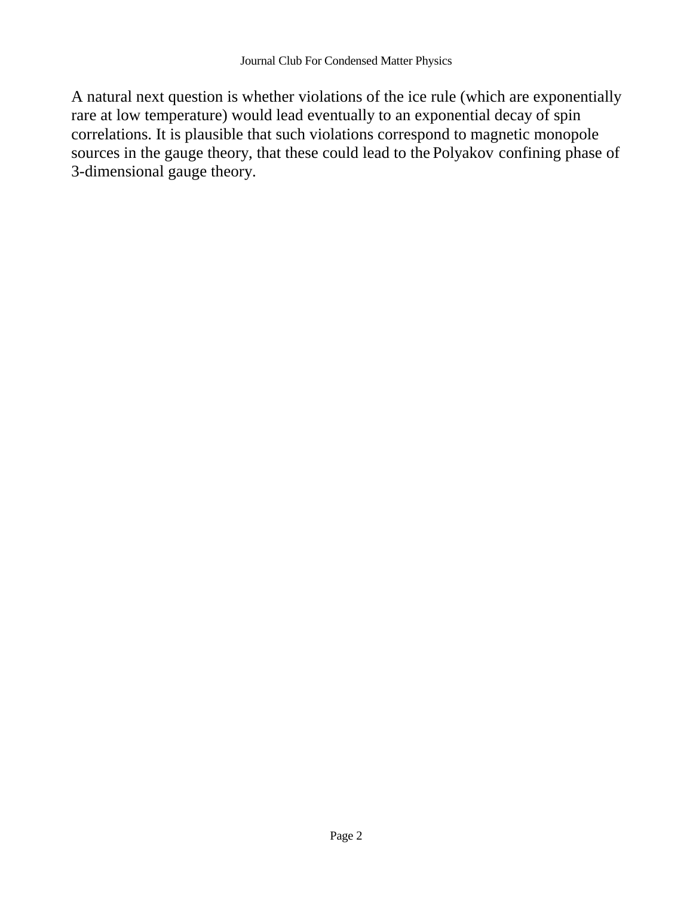A natural next question is whether violations of the ice rule (which are exponentially rare at low temperature) would lead eventually to an exponential decay of spin correlations. It is plausible that such violations correspond to magnetic monopole sources in the gauge theory, that these could lead to the Polyakov confining phase of 3-dimensional gauge theory.